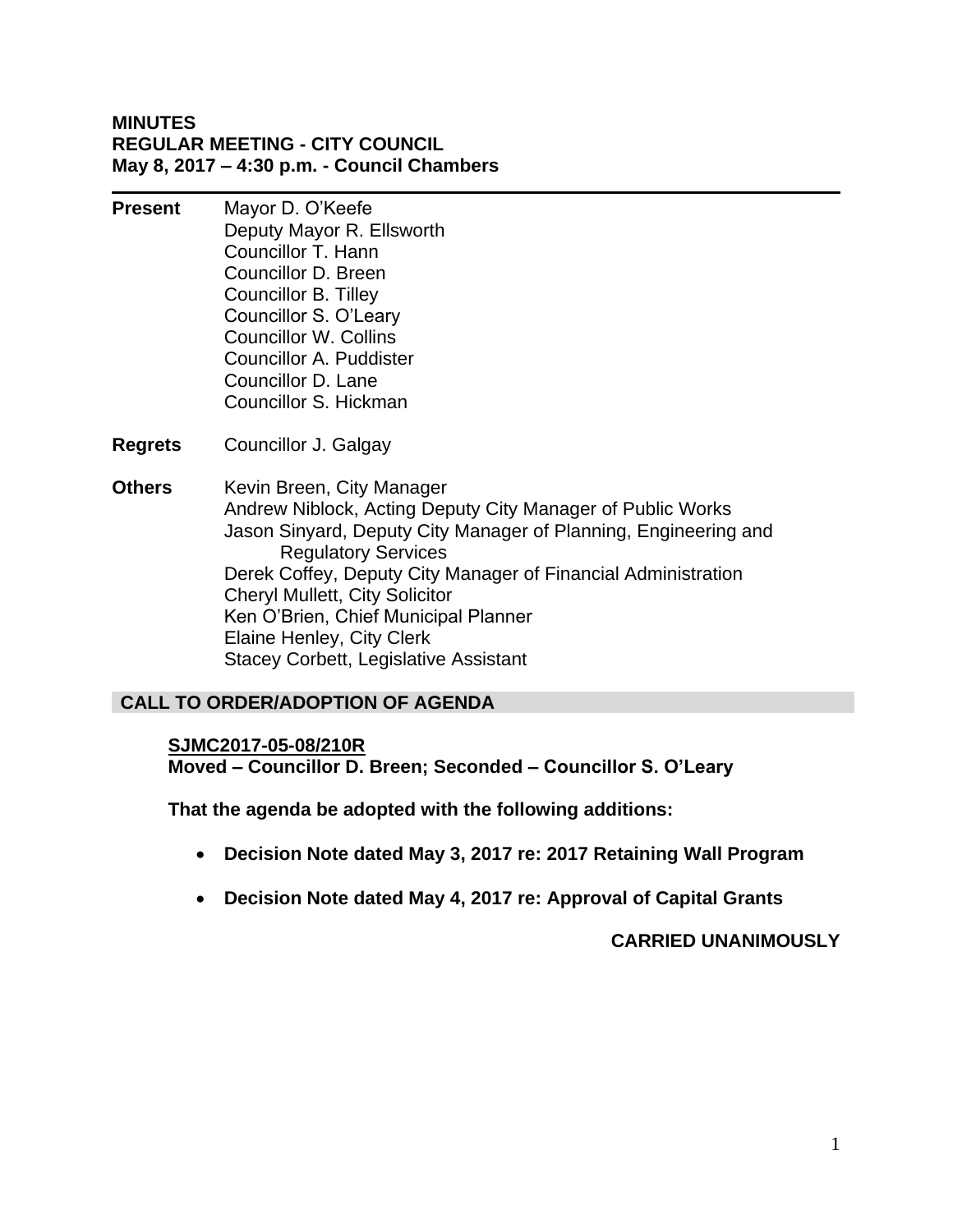**MINUTES**
**REGULAR MEETING - CITY COUNCIL**
**May 8, 2017 – 4:30 p.m. - Council Chambers**

---

**Present**
Mayor D. O'Keefe
Deputy Mayor R. Ellsworth
Councillor T. Hann
Councillor D. Breen
Councillor B. Tilley
Councillor S. O'Leary
Councillor W. Collins
Councillor A. Puddister
Councillor D. Lane
Councillor S. Hickman

**Regrets**
Councillor J. Galgay

**Others**
Kevin Breen, City Manager
Andrew Niblock, Acting Deputy City Manager of Public Works
Jason Sinyard, Deputy City Manager of Planning, Engineering and Regulatory Services
Derek Coffey, Deputy City Manager of Financial Administration
Cheryl Mullett, City Solicitor
Ken O'Brien, Chief Municipal Planner
Elaine Henley, City Clerk
Stacey Corbett, Legislative Assistant

## CALL TO ORDER/ADOPTION OF AGENDA

**SJMC2017-05-08/210R**
**Moved – Councillor D. Breen; Seconded – Councillor S. O'Leary**

**That the agenda be adopted with the following additions:**

- **Decision Note dated May 3, 2017 re: 2017 Retaining Wall Program**
- **Decision Note dated May 4, 2017 re: Approval of Capital Grants**

**CARRIED UNANIMOUSLY**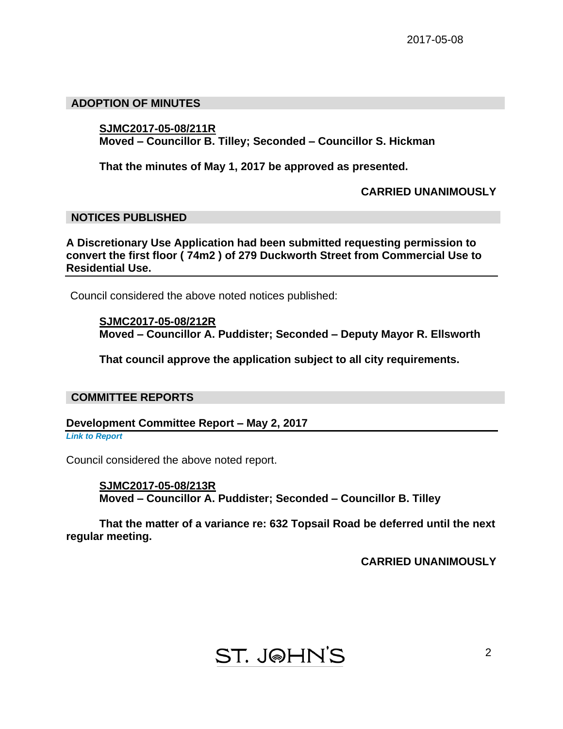## ADOPTION OF MINUTES

**SJMC2017-05-08/211R**
**Moved – Councillor B. Tilley; Seconded – Councillor S. Hickman**

**That the minutes of May 1, 2017 be approved as presented.**

**CARRIED UNANIMOUSLY**

## NOTICES PUBLISHED

**A Discretionary Use Application had been submitted requesting permission to convert the first floor ( 74m2 ) of 279 Duckworth Street from Commercial Use to Residential Use.**

Council considered the above noted notices published:

**SJMC2017-05-08/212R**
**Moved – Councillor A. Puddister; Seconded – Deputy Mayor R. Ellsworth**

**That council approve the application subject to all city requirements.**

## COMMITTEE REPORTS

**Development Committee Report – May 2, 2017**
***Link to Report***

Council considered the above noted report.

**SJMC2017-05-08/213R**
**Moved – Councillor A. Puddister; Seconded – Councillor B. Tilley**

**That the matter of a variance re: 632 Topsail Road be deferred until the next regular meeting.**

**CARRIED UNANIMOUSLY**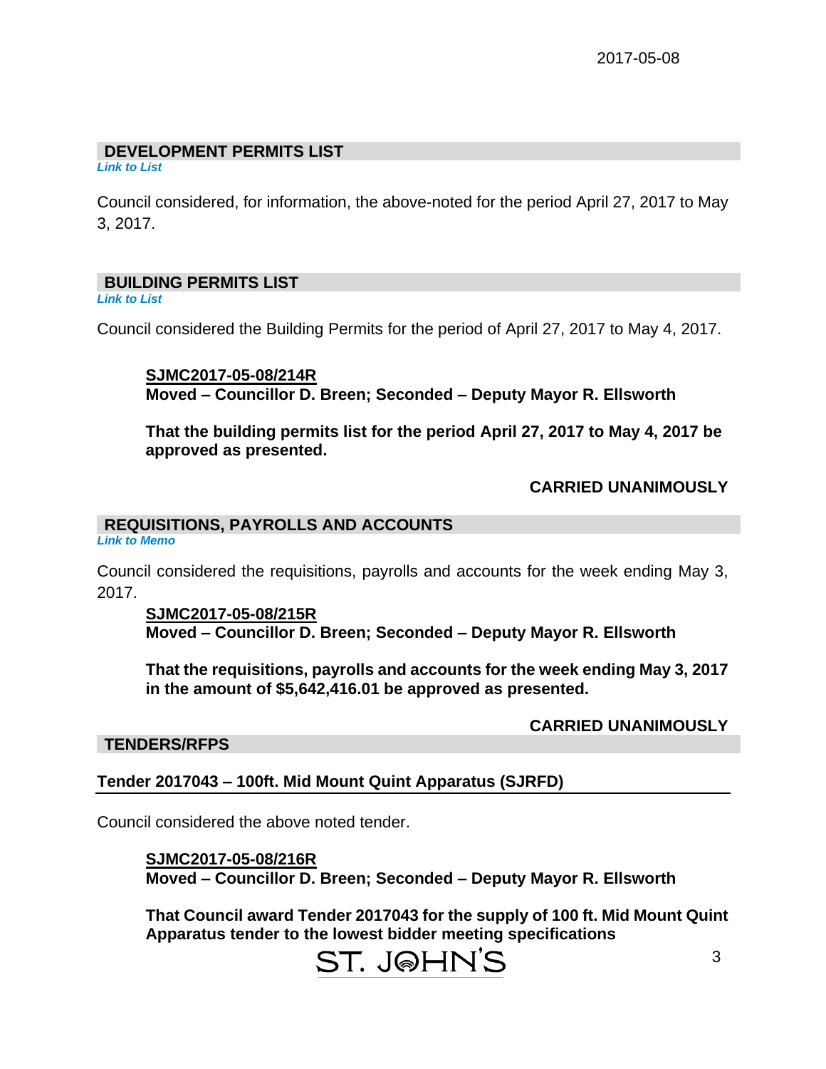## DEVELOPMENT PERMITS LIST

***Link to List***

Council considered, for information, the above-noted for the period April 27, 2017 to May 3, 2017.

## BUILDING PERMITS LIST

***Link to List***

Council considered the Building Permits for the period of April 27, 2017 to May 4, 2017.

**SJMC2017-05-08/214R**
**Moved – Councillor D. Breen; Seconded – Deputy Mayor R. Ellsworth**

**That the building permits list for the period April 27, 2017 to May 4, 2017 be approved as presented.**

**CARRIED UNANIMOUSLY**

## REQUISITIONS, PAYROLLS AND ACCOUNTS

***Link to Memo***

Council considered the requisitions, payrolls and accounts for the week ending May 3, 2017.

**SJMC2017-05-08/215R**
**Moved – Councillor D. Breen; Seconded – Deputy Mayor R. Ellsworth**

**That the requisitions, payrolls and accounts for the week ending May 3, 2017 in the amount of $5,642,416.01 be approved as presented.**

**CARRIED UNANIMOUSLY**

## TENDERS/RFPS

### Tender 2017043 – 100ft. Mid Mount Quint Apparatus (SJRFD)

Council considered the above noted tender.

**SJMC2017-05-08/216R**
**Moved – Councillor D. Breen; Seconded – Deputy Mayor R. Ellsworth**

**That Council award Tender 2017043 for the supply of 100 ft. Mid Mount Quint Apparatus tender to the lowest bidder meeting specifications**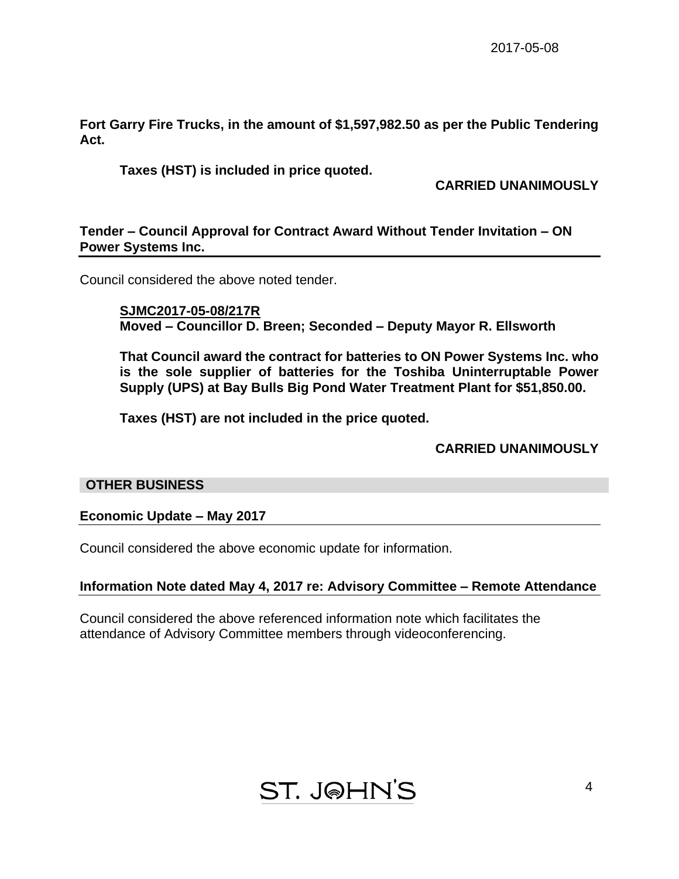**Fort Garry Fire Trucks, in the amount of $1,597,982.50 as per the Public Tendering Act.**

**Taxes (HST) is included in price quoted.**

**CARRIED UNANIMOUSLY**

## Tender – Council Approval for Contract Award Without Tender Invitation – ON Power Systems Inc.

Council considered the above noted tender.

**SJMC2017-05-08/217R**
**Moved – Councillor D. Breen; Seconded – Deputy Mayor R. Ellsworth**

**That Council award the contract for batteries to ON Power Systems Inc. who is the sole supplier of batteries for the Toshiba Uninterruptable Power Supply (UPS) at Bay Bulls Big Pond Water Treatment Plant for $51,850.00.**

**Taxes (HST) are not included in the price quoted.**

**CARRIED UNANIMOUSLY**

# OTHER BUSINESS

## Economic Update – May 2017

Council considered the above economic update for information.

## Information Note dated May 4, 2017 re: Advisory Committee – Remote Attendance

Council considered the above referenced information note which facilitates the attendance of Advisory Committee members through videoconferencing.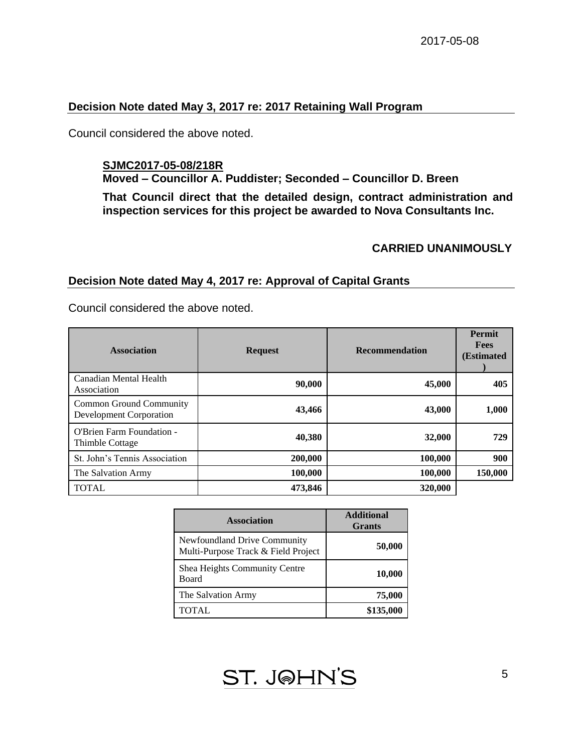## Decision Note dated May 3, 2017 re: 2017 Retaining Wall Program

Council considered the above noted.

**SJMC2017-05-08/218R**
**Moved – Councillor A. Puddister; Seconded – Councillor D. Breen**

**That Council direct that the detailed design, contract administration and inspection services for this project be awarded to Nova Consultants Inc.**

**CARRIED UNANIMOUSLY**

## Decision Note dated May 4, 2017 re: Approval of Capital Grants

Council considered the above noted.

| Association | Request | Recommendation | Permit Fees (Estimated) |
|---|---|---|---|
| Canadian Mental Health Association | 90,000 | 45,000 | 405 |
| Common Ground Community Development Corporation | 43,466 | 43,000 | 1,000 |
| O'Brien Farm Foundation - Thimble Cottage | 40,380 | 32,000 | 729 |
| St. John's Tennis Association | 200,000 | 100,000 | 900 |
| The Salvation Army | 100,000 | 100,000 | 150,000 |
| TOTAL | 473,846 | 320,000 | |

| Association | Additional Grants |
|---|---|
| Newfoundland Drive Community Multi-Purpose Track & Field Project | 50,000 |
| Shea Heights Community Centre Board | 10,000 |
| The Salvation Army | 75,000 |
| TOTAL | $135,000 |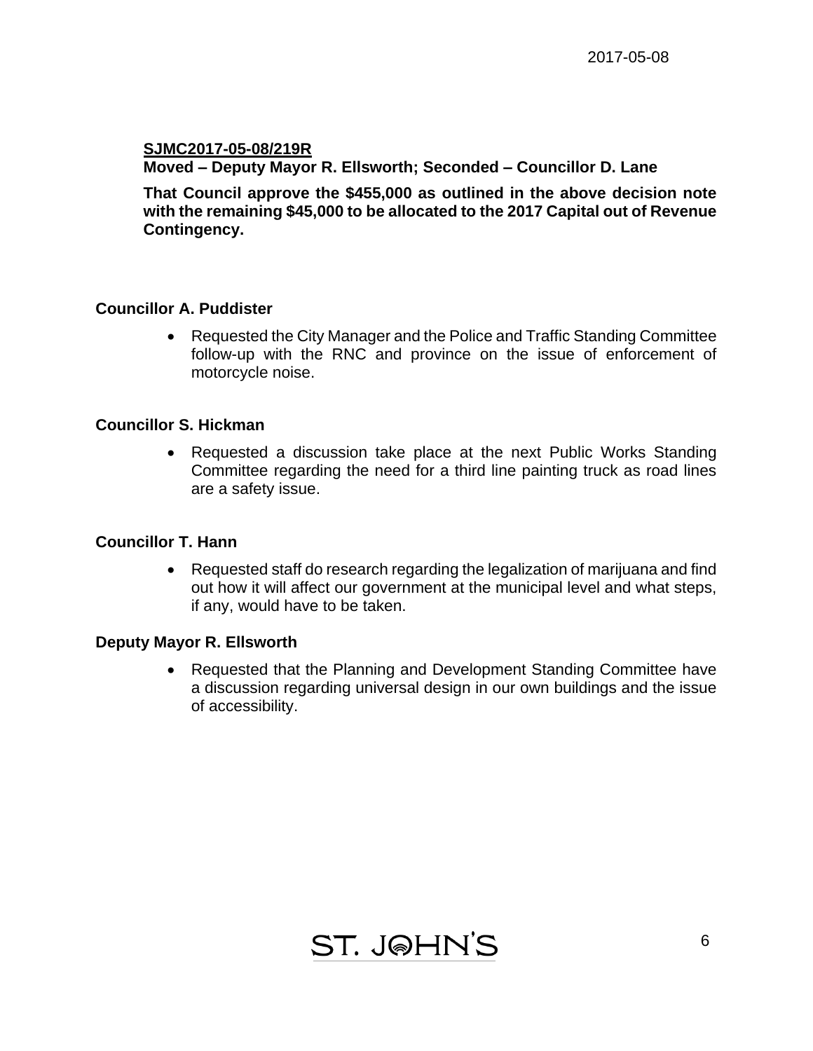**SJMC2017-05-08/219R**
**Moved – Deputy Mayor R. Ellsworth; Seconded – Councillor D. Lane**

**That Council approve the $455,000 as outlined in the above decision note with the remaining $45,000 to be allocated to the 2017 Capital out of Revenue Contingency.**

**Councillor A. Puddister**

- Requested the City Manager and the Police and Traffic Standing Committee follow-up with the RNC and province on the issue of enforcement of motorcycle noise.

**Councillor S. Hickman**

- Requested a discussion take place at the next Public Works Standing Committee regarding the need for a third line painting truck as road lines are a safety issue.

**Councillor T. Hann**

- Requested staff do research regarding the legalization of marijuana and find out how it will affect our government at the municipal level and what steps, if any, would have to be taken.

**Deputy Mayor R. Ellsworth**

- Requested that the Planning and Development Standing Committee have a discussion regarding universal design in our own buildings and the issue of accessibility.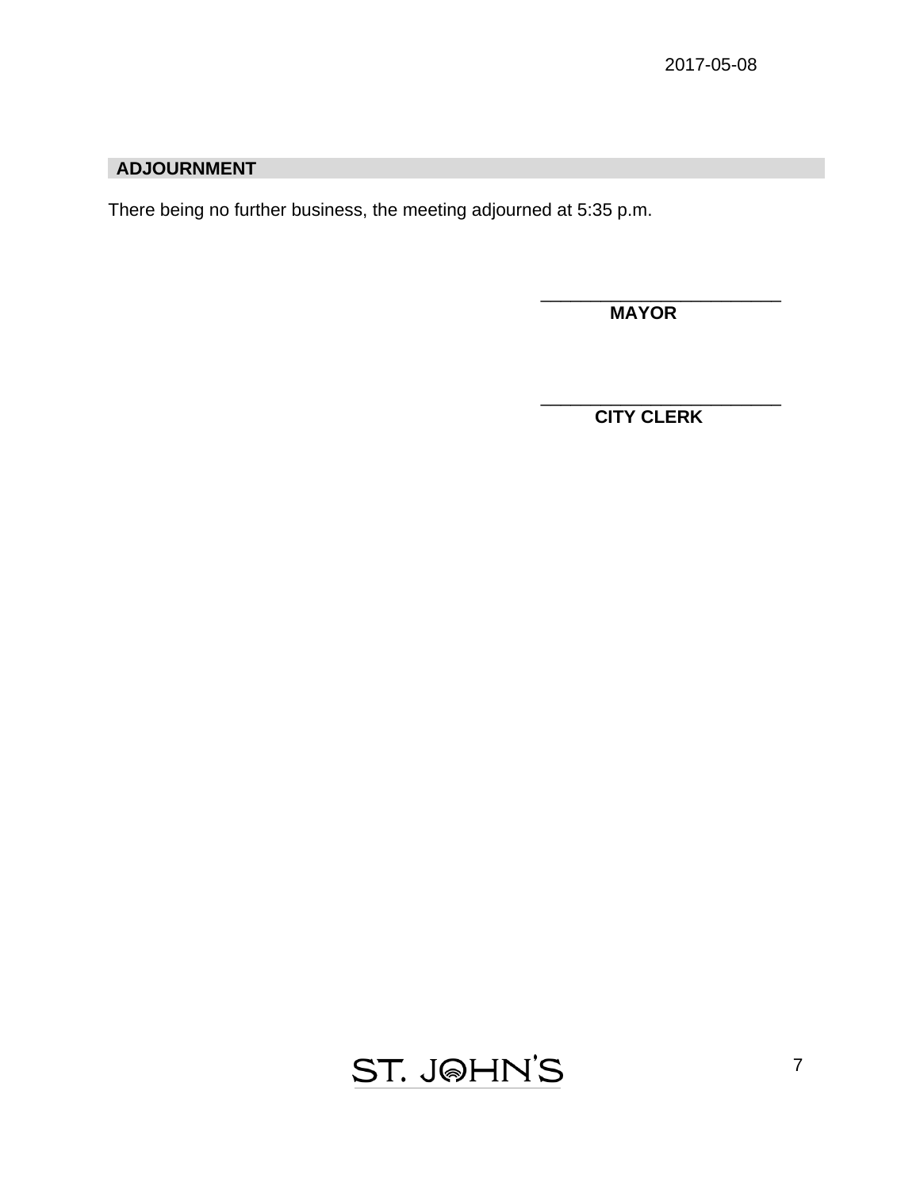## ADJOURNMENT

There being no further business, the meeting adjourned at 5:35 p.m.

\_\_\_\_\_\_\_\_\_\_\_\_\_\_\_\_\_\_\_\_\_\_\_\_\_\_

**MAYOR**

\_\_\_\_\_\_\_\_\_\_\_\_\_\_\_\_\_\_\_\_\_\_\_\_\_\_

**CITY CLERK**